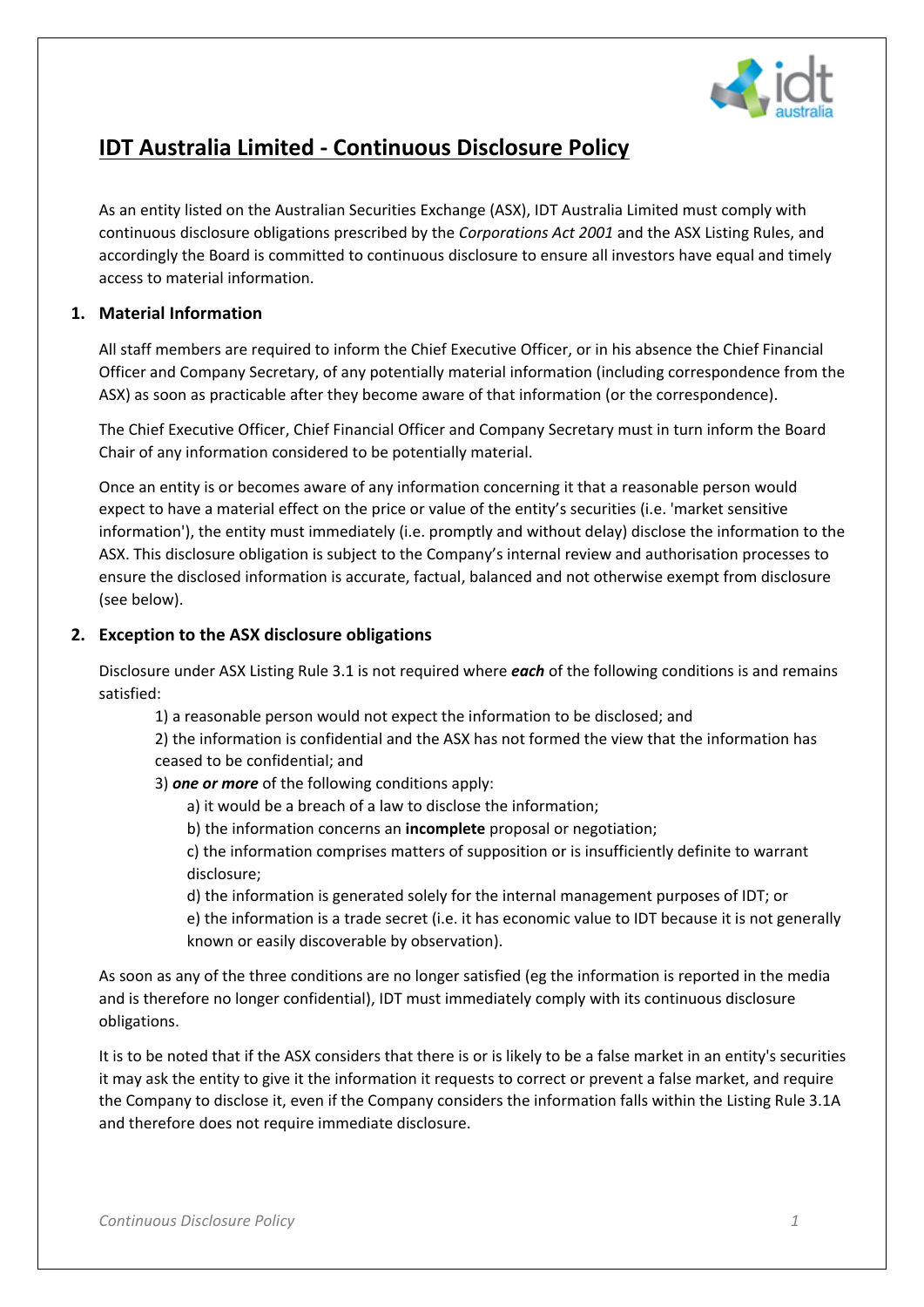# IDT Australia Limited - Continuous Disclosure Policy

As an entity listed on the Australian Securities Exchange (ASX), IDT Australia Limited must comply with continuous disclosure obligations prescribed by the *Corporations Act 2001* and the ASX Listing Rules, and accordingly the Board is committed to continuous disclosure to ensure all investors have equal and timely access to material information.

## 1. Material Information

All staff members are required to inform the Chief Executive Officer, or in his absence the Chief Financial Officer and Company Secretary, of any potentially material information (including correspondence from the ASX) as soon as practicable after they become aware of that information (or the correspondence).

The Chief Executive Officer, Chief Financial Officer and Company Secretary must in turn inform the Board Chair of any information considered to be potentially material.

Once an entity is or becomes aware of any information concerning it that a reasonable person would expect to have a material effect on the price or value of the entity's securities (i.e. 'market sensitive information'), the entity must immediately (i.e. promptly and without delay) disclose the information to the ASX. This disclosure obligation is subject to the Company's internal review and authorisation processes to ensure the disclosed information is accurate, factual, balanced and not otherwise exempt from disclosure (see below).

## 2. Exception to the ASX disclosure obligations

Disclosure under ASX Listing Rule 3.1 is not required where ***each*** of the following conditions is and remains satisfied:

1) a reasonable person would not expect the information to be disclosed; and

2) the information is confidential and the ASX has not formed the view that the information has ceased to be confidential; and

3) ***one or more*** of the following conditions apply:

   a) it would be a breach of a law to disclose the information;

   b) the information concerns an **incomplete** proposal or negotiation;

   c) the information comprises matters of supposition or is insufficiently definite to warrant disclosure;

   d) the information is generated solely for the internal management purposes of IDT; or

   e) the information is a trade secret (i.e. it has economic value to IDT because it is not generally known or easily discoverable by observation).

As soon as any of the three conditions are no longer satisfied (eg the information is reported in the media and is therefore no longer confidential), IDT must immediately comply with its continuous disclosure obligations.

It is to be noted that if the ASX considers that there is or is likely to be a false market in an entity's securities it may ask the entity to give it the information it requests to correct or prevent a false market, and require the Company to disclose it, even if the Company considers the information falls within the Listing Rule 3.1A and therefore does not require immediate disclosure.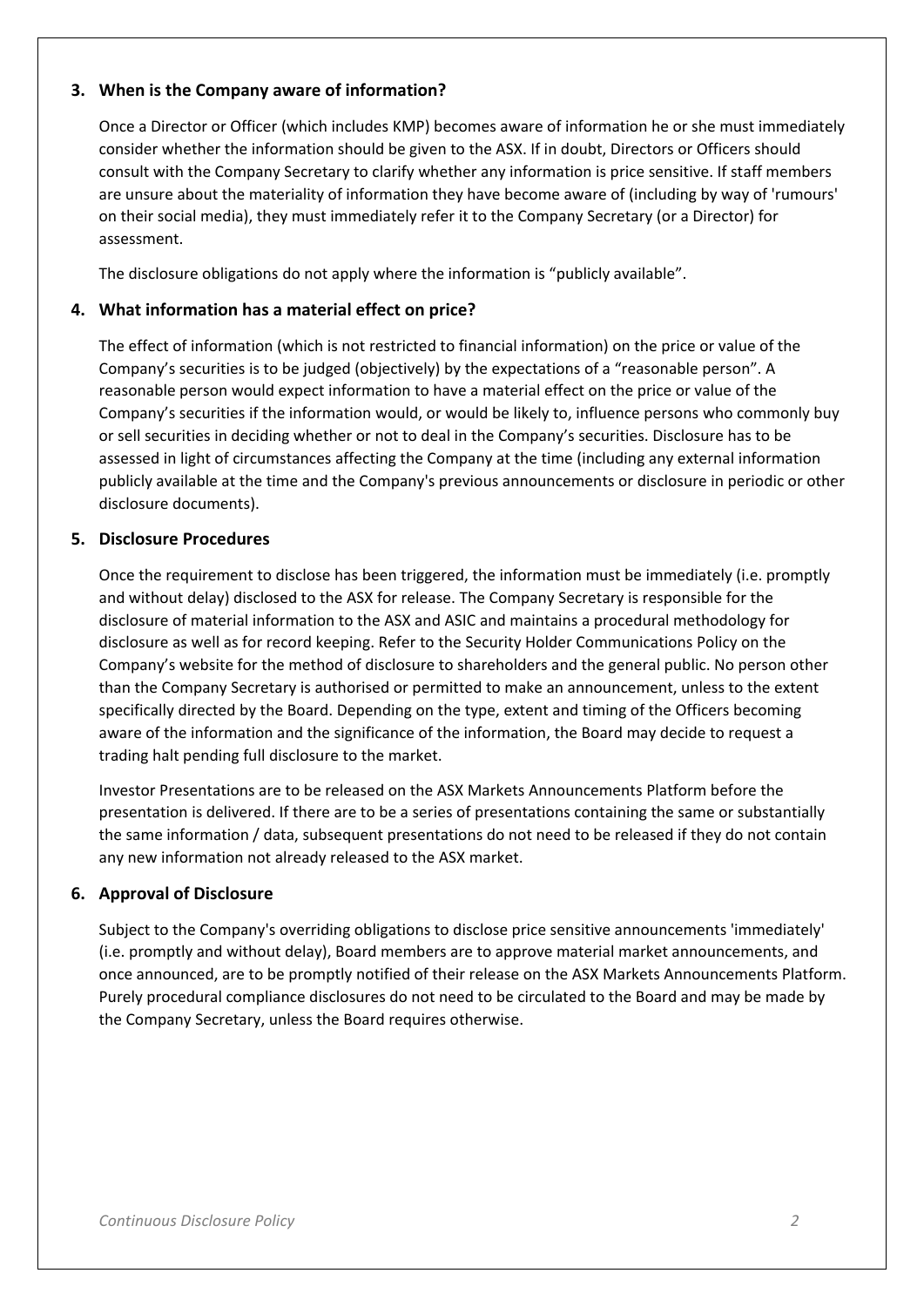## 3. When is the Company aware of information?

Once a Director or Officer (which includes KMP) becomes aware of information he or she must immediately consider whether the information should be given to the ASX. If in doubt, Directors or Officers should consult with the Company Secretary to clarify whether any information is price sensitive. If staff members are unsure about the materiality of information they have become aware of (including by way of 'rumours' on their social media), they must immediately refer it to the Company Secretary (or a Director) for assessment.

The disclosure obligations do not apply where the information is "publicly available".

## 4. What information has a material effect on price?

The effect of information (which is not restricted to financial information) on the price or value of the Company's securities is to be judged (objectively) by the expectations of a "reasonable person". A reasonable person would expect information to have a material effect on the price or value of the Company's securities if the information would, or would be likely to, influence persons who commonly buy or sell securities in deciding whether or not to deal in the Company's securities. Disclosure has to be assessed in light of circumstances affecting the Company at the time (including any external information publicly available at the time and the Company's previous announcements or disclosure in periodic or other disclosure documents).

## 5. Disclosure Procedures

Once the requirement to disclose has been triggered, the information must be immediately (i.e. promptly and without delay) disclosed to the ASX for release. The Company Secretary is responsible for the disclosure of material information to the ASX and ASIC and maintains a procedural methodology for disclosure as well as for record keeping. Refer to the Security Holder Communications Policy on the Company's website for the method of disclosure to shareholders and the general public. No person other than the Company Secretary is authorised or permitted to make an announcement, unless to the extent specifically directed by the Board. Depending on the type, extent and timing of the Officers becoming aware of the information and the significance of the information, the Board may decide to request a trading halt pending full disclosure to the market.

Investor Presentations are to be released on the ASX Markets Announcements Platform before the presentation is delivered. If there are to be a series of presentations containing the same or substantially the same information / data, subsequent presentations do not need to be released if they do not contain any new information not already released to the ASX market.

## 6. Approval of Disclosure

Subject to the Company's overriding obligations to disclose price sensitive announcements 'immediately' (i.e. promptly and without delay), Board members are to approve material market announcements, and once announced, are to be promptly notified of their release on the ASX Markets Announcements Platform. Purely procedural compliance disclosures do not need to be circulated to the Board and may be made by the Company Secretary, unless the Board requires otherwise.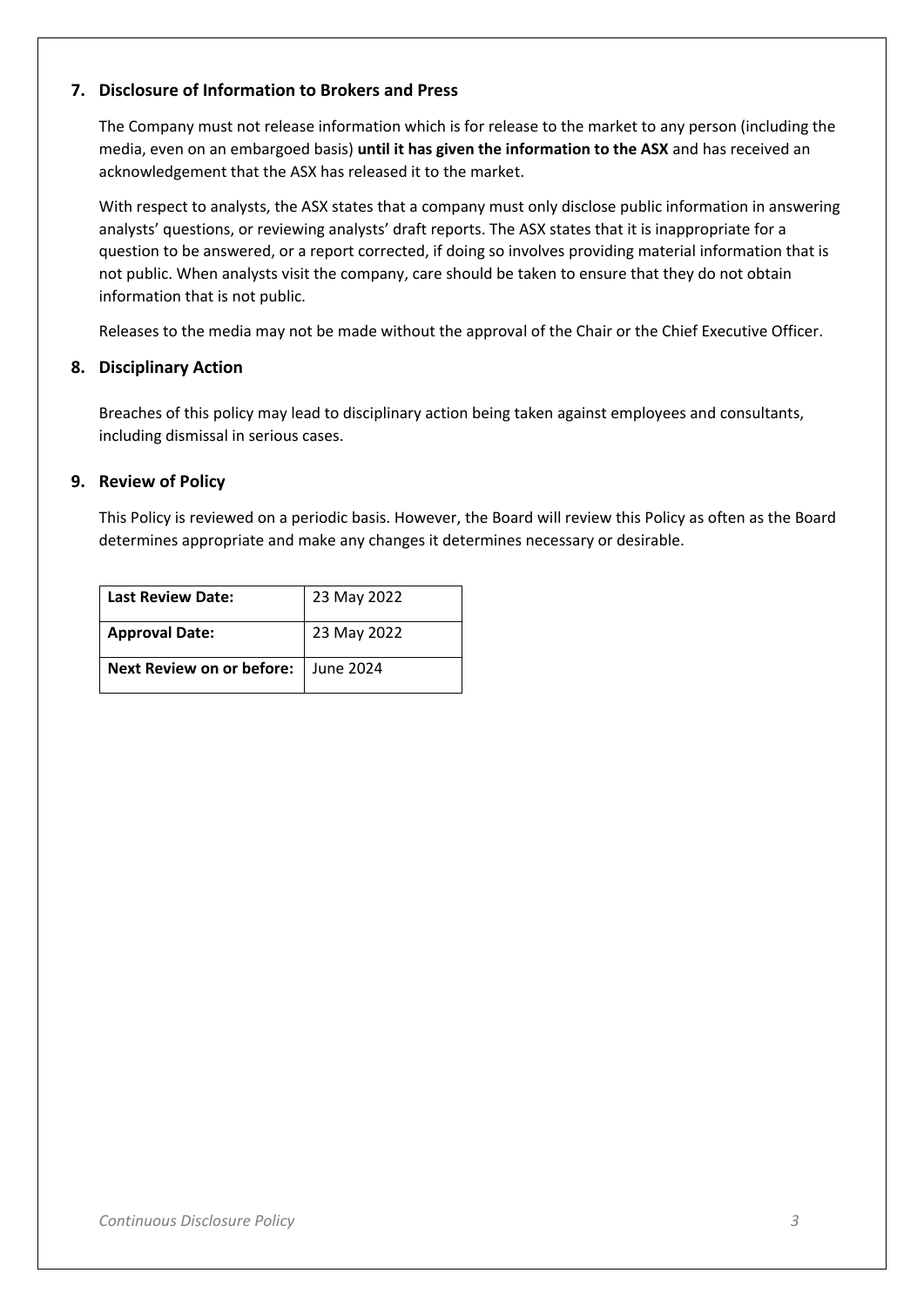## 7. Disclosure of Information to Brokers and Press

The Company must not release information which is for release to the market to any person (including the media, even on an embargoed basis) **until it has given the information to the ASX** and has received an acknowledgement that the ASX has released it to the market.

With respect to analysts, the ASX states that a company must only disclose public information in answering analysts' questions, or reviewing analysts' draft reports. The ASX states that it is inappropriate for a question to be answered, or a report corrected, if doing so involves providing material information that is not public. When analysts visit the company, care should be taken to ensure that they do not obtain information that is not public.

Releases to the media may not be made without the approval of the Chair or the Chief Executive Officer.

## 8. Disciplinary Action

Breaches of this policy may lead to disciplinary action being taken against employees and consultants, including dismissal in serious cases.

## 9. Review of Policy

This Policy is reviewed on a periodic basis. However, the Board will review this Policy as often as the Board determines appropriate and make any changes it determines necessary or desirable.

| | |
|---|---|
| **Last Review Date:** | 23 May 2022 |
| **Approval Date:** | 23 May 2022 |
| **Next Review on or before:** | June 2024 |